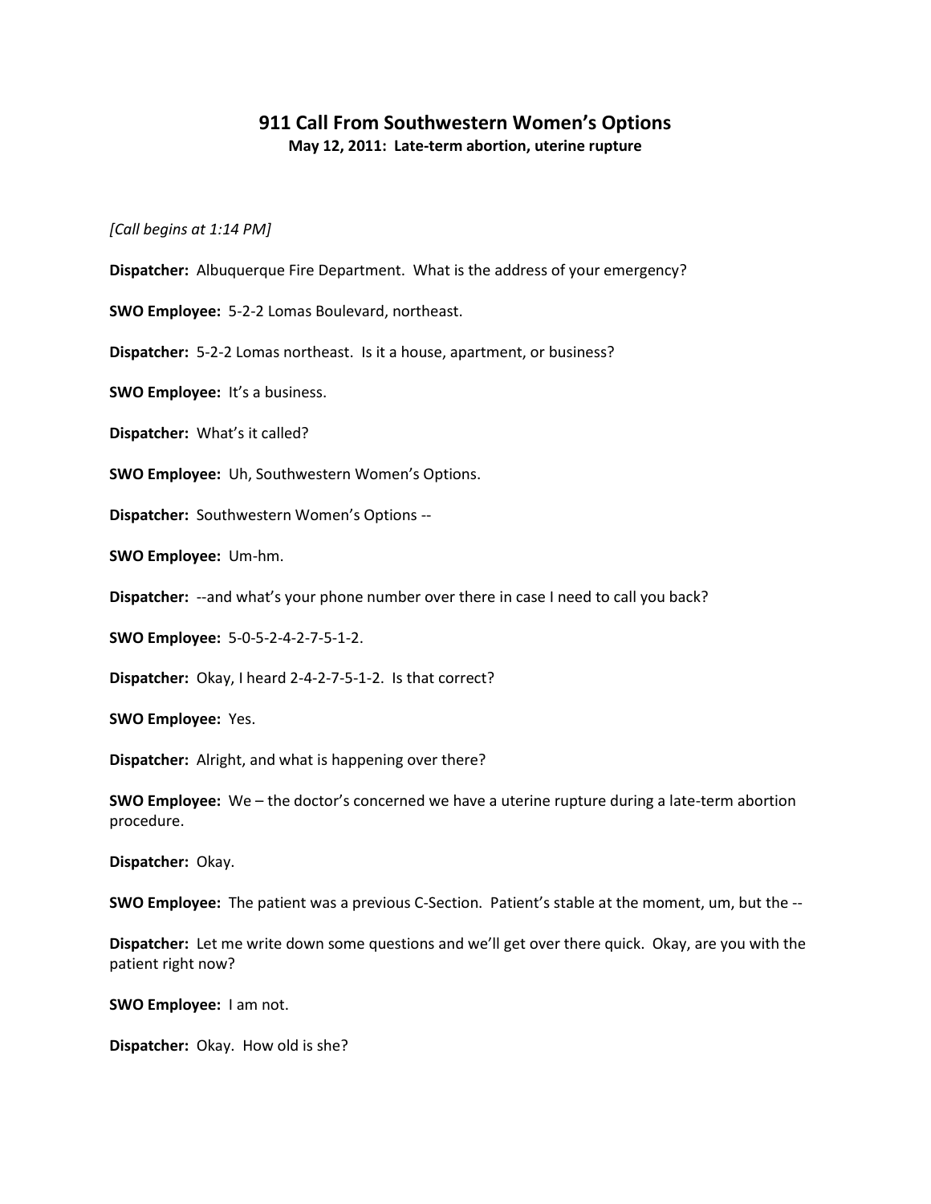# 911 Call From Southwestern Women's Options

**May 12, 2011: Late-term abortion, uterine rupture**

*[Call begins at 1:14 PM]*

**Dispatcher:** Albuquerque Fire Department. What is the address of your emergency?

**SWO Employee:** 5-2-2 Lomas Boulevard, northeast.

**Dispatcher:** 5-2-2 Lomas northeast. Is it a house, apartment, or business?

**SWO Employee:** It's a business.

**Dispatcher:** What's it called?

**SWO Employee:** Uh, Southwestern Women's Options.

**Dispatcher:** Southwestern Women's Options --

**SWO Employee:** Um-hm.

**Dispatcher:** --and what's your phone number over there in case I need to call you back?

**SWO Employee:** 5-0-5-2-4-2-7-5-1-2.

**Dispatcher:** Okay, I heard 2-4-2-7-5-1-2. Is that correct?

**SWO Employee:** Yes.

**Dispatcher:** Alright, and what is happening over there?

**SWO Employee:** We – the doctor's concerned we have a uterine rupture during a late-term abortion procedure.

**Dispatcher:** Okay.

**SWO Employee:** The patient was a previous C-Section. Patient's stable at the moment, um, but the --

**Dispatcher:** Let me write down some questions and we'll get over there quick. Okay, are you with the patient right now?

**SWO Employee:** I am not.

**Dispatcher:** Okay. How old is she?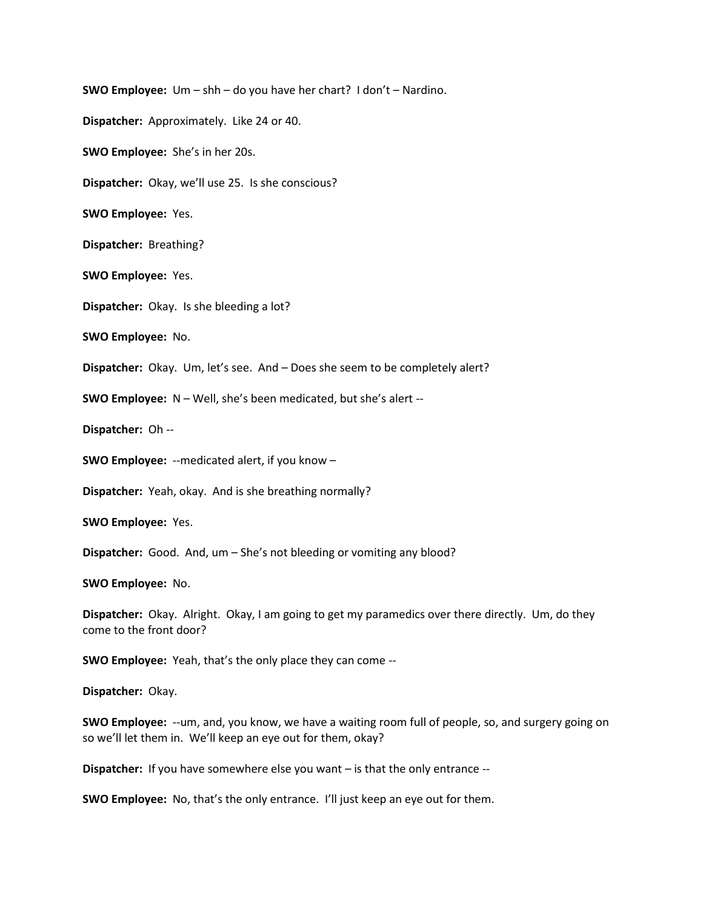**SWO Employee:** Um – shh – do you have her chart? I don't – Nardino.

**Dispatcher:** Approximately. Like 24 or 40.

**SWO Employee:** She's in her 20s.

**Dispatcher:** Okay, we'll use 25. Is she conscious?

**SWO Employee:** Yes.

**Dispatcher:** Breathing?

**SWO Employee:** Yes.

**Dispatcher:** Okay. Is she bleeding a lot?

**SWO Employee:** No.

**Dispatcher:** Okay. Um, let's see. And – Does she seem to be completely alert?

**SWO Employee:** N – Well, she's been medicated, but she's alert --

**Dispatcher:** Oh --

**SWO Employee:** --medicated alert, if you know –

**Dispatcher:** Yeah, okay. And is she breathing normally?

**SWO Employee:** Yes.

**Dispatcher:** Good. And, um – She's not bleeding or vomiting any blood?

**SWO Employee:** No.

**Dispatcher:** Okay. Alright. Okay, I am going to get my paramedics over there directly. Um, do they come to the front door?

**SWO Employee:** Yeah, that's the only place they can come --

**Dispatcher:** Okay.

**SWO Employee:** --um, and, you know, we have a waiting room full of people, so, and surgery going on so we'll let them in. We'll keep an eye out for them, okay?

**Dispatcher:** If you have somewhere else you want – is that the only entrance --

**SWO Employee:** No, that's the only entrance. I'll just keep an eye out for them.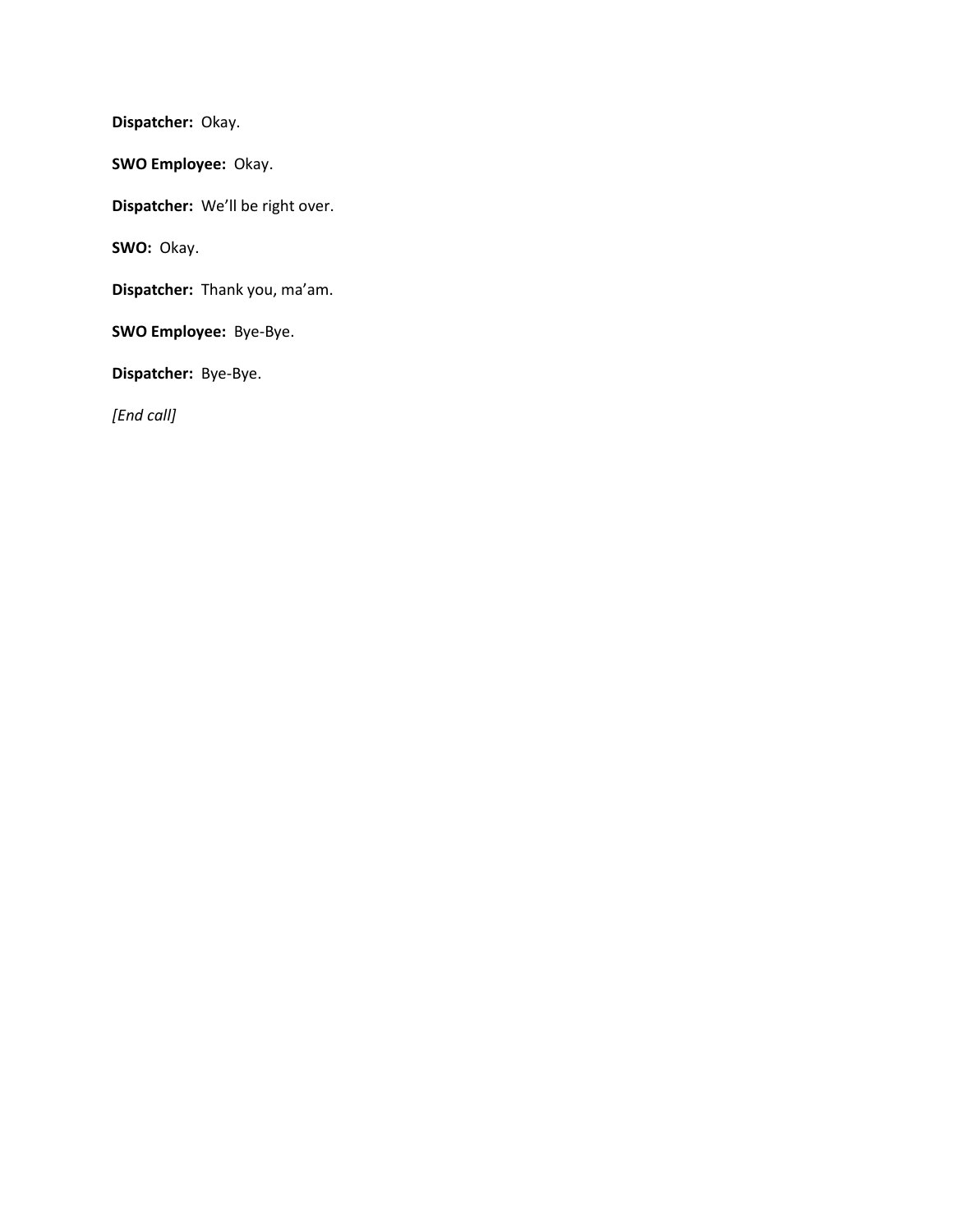**Dispatcher:** Okay.

**SWO Employee:** Okay.

**Dispatcher:** We'll be right over.

**SWO:** Okay.

**Dispatcher:** Thank you, ma'am.

**SWO Employee:** Bye-Bye.

**Dispatcher:** Bye-Bye.

*[End call]*